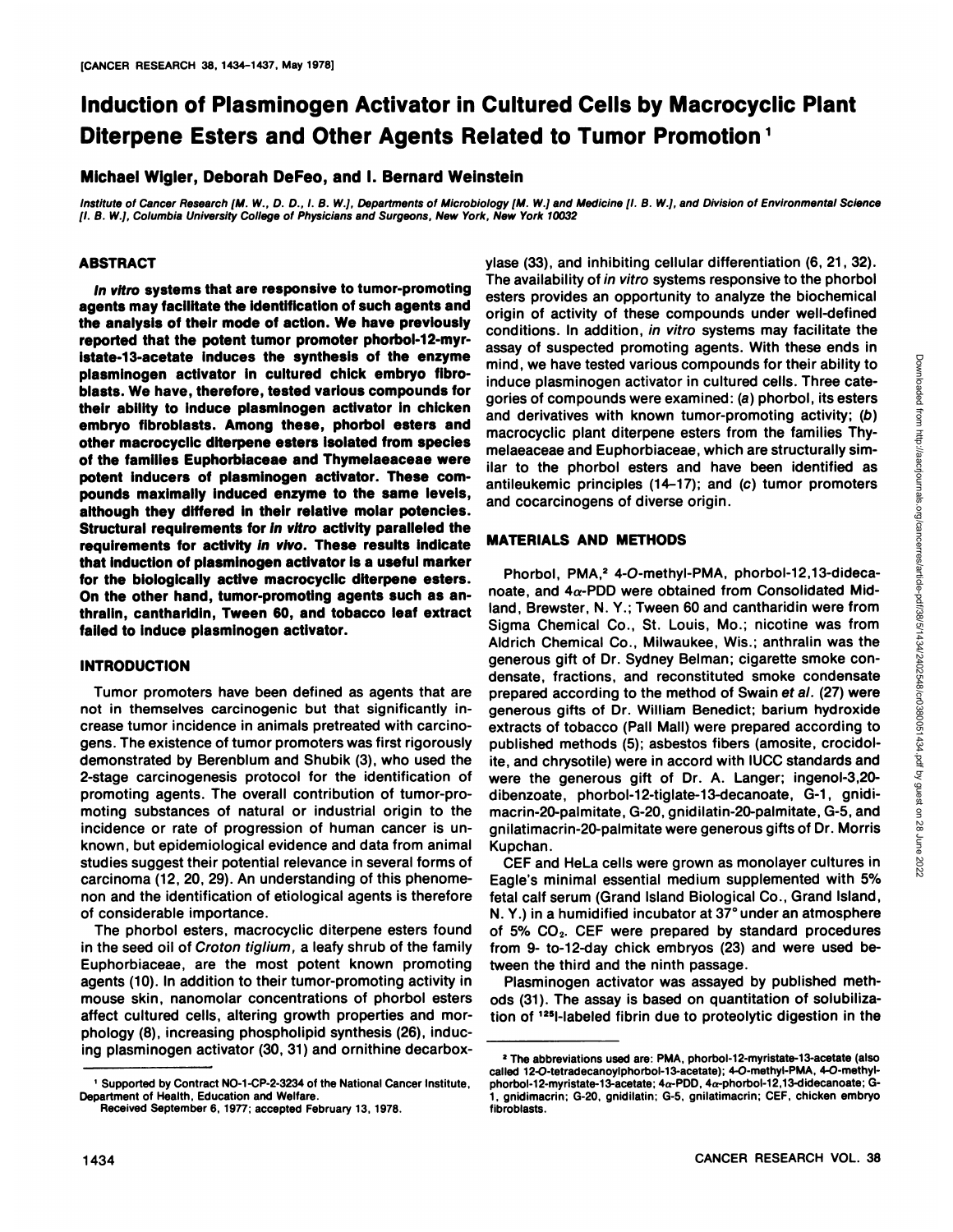# Induction of Plasminogen Activator in Cultured Cells by Macrocyclic Plant Diterpene Esters and Other Agents Related to Tumor Promotion[1]

**Michael Wigler, Deborah DeFeo, and I. Bernard Weinstein**

*Institute of Cancer Research [M. W., D. D., I. B. W.], Departments of Microbiology [M. W.] and Medicine [I. B. W.], and Division of Environmental Science [I. B. W.], Columbia University College of Physicians and Surgeons, New York, New York 10032*

## ABSTRACT

***In vitro* systems that are responsive to tumor-promoting agents may facilitate the identification of such agents and the analysis of their mode of action. We have previously reported that the potent tumor promoter phorbol-12-myristate-13-acetate induces the synthesis of the enzyme plasminogen activator in cultured chick embryo fibroblasts. We have, therefore, tested various compounds for their ability to induce plasminogen activator in chicken embryo fibroblasts. Among these, phorbol esters and other macrocyclic diterpene esters isolated from species of the families Euphorbiaceae and Thymelaeaceae were potent inducers of plasminogen activator. These compounds maximally induced enzyme to the same levels, although they differed in their relative molar potencies. Structural requirements for *in vitro* activity paralleled the requirements for activity *in vivo*. These results indicate that induction of plasminogen activator is a useful marker for the biologically active macrocyclic diterpene esters. On the other hand, tumor-promoting agents such as anthralin, cantharidin, Tween 60, and tobacco leaf extract failed to induce plasminogen activator.**

## INTRODUCTION

Tumor promoters have been defined as agents that are not in themselves carcinogenic but that significantly increase tumor incidence in animals pretreated with carcinogens. The existence of tumor promoters was first rigorously demonstrated by Berenblum and Shubik (3), who used the 2-stage carcinogenesis protocol for the identification of promoting agents. The overall contribution of tumor-promoting substances of natural or industrial origin to the incidence or rate of progression of human cancer is unknown, but epidemiological evidence and data from animal studies suggest their potential relevance in several forms of carcinoma (12, 20, 29). An understanding of this phenomenon and the identification of etiological agents is therefore of considerable importance.

The phorbol esters, macrocyclic diterpene esters found in the seed oil of *Croton tiglium*, a leafy shrub of the family Euphorbiaceae, are the most potent known promoting agents (10). In addition to their tumor-promoting activity in mouse skin, nanomolar concentrations of phorbol esters affect cultured cells, altering growth properties and morphology (8), increasing phospholipid synthesis (26), inducing plasminogen activator (30, 31) and ornithine decarboxylase (33), and inhibiting cellular differentiation (6, 21, 32). The availability of *in vitro* systems responsive to the phorbol esters provides an opportunity to analyze the biochemical origin of activity of these compounds under well-defined conditions. In addition, *in vitro* systems may facilitate the assay of suspected promoting agents. With these ends in mind, we have tested various compounds for their ability to induce plasminogen activator in cultured cells. Three categories of compounds were examined: (*a*) phorbol, its esters and derivatives with known tumor-promoting activity; (*b*) macrocyclic plant diterpene esters from the families Thymelaeaceae and Euphorbiaceae, which are structurally similar to the phorbol esters and have been identified as antileukemic principles (14–17); and (*c*) tumor promoters and cocarcinogens of diverse origin.

## MATERIALS AND METHODS

Phorbol, PMA,[2] 4-*O*-methyl-PMA, phorbol-12,13-didecanoate, and 4α-PDD were obtained from Consolidated Midland, Brewster, N. Y.; Tween 60 and cantharidin were from Sigma Chemical Co., St. Louis, Mo.; nicotine was from Aldrich Chemical Co., Milwaukee, Wis.; anthralin was the generous gift of Dr. Sydney Belman; cigarette smoke condensate, fractions, and reconstituted smoke condensate prepared according to the method of Swain *et al.* (27) were generous gifts of Dr. William Benedict; barium hydroxide extracts of tobacco (Pall Mall) were prepared according to published methods (5); asbestos fibers (amosite, crocidolite, and chrysotile) were in accord with IUCC standards and were the generous gift of Dr. A. Langer; ingenol-3,20-dibenzoate, phorbol-12-tiglate-13-decanoate, G-1, gnidimacrin-20-palmitate, G-20, gnidilatin-20-palmitate, G-5, and gnilatimacrin-20-palmitate were generous gifts of Dr. Morris Kupchan.

CEF and HeLa cells were grown as monolayer cultures in Eagle's minimal essential medium supplemented with 5% fetal calf serum (Grand Island Biological Co., Grand Island, N. Y.) in a humidified incubator at 37° under an atmosphere of 5% $CO_2$. CEF were prepared by standard procedures from 9- to-12-day chick embryos (23) and were used between the third and the ninth passage.

Plasminogen activator was assayed by published methods (31). The assay is based on quantitation of solubilization of $^{125}$I-labeled fibrin due to proteolytic digestion in the

---

[1] Supported by Contract NO-1-CP-2-3234 of the National Cancer Institute, Department of Health, Education and Welfare.

Received September 6, 1977; accepted February 13, 1978.

[2] The abbreviations used are: PMA, phorbol-12-myristate-13-acetate (also called 12-*O*-tetradecanoylphorbol-13-acetate); 4-*O*-methyl-PMA, 4-*O*-methylphorbol-12-myristate-13-acetate; 4α-PDD, 4α-phorbol-12,13-didecanoate; G-1, gnidimacrin; G-20, gnidilatin; G-5, gnilatimacrin; CEF, chicken embryo fibroblasts.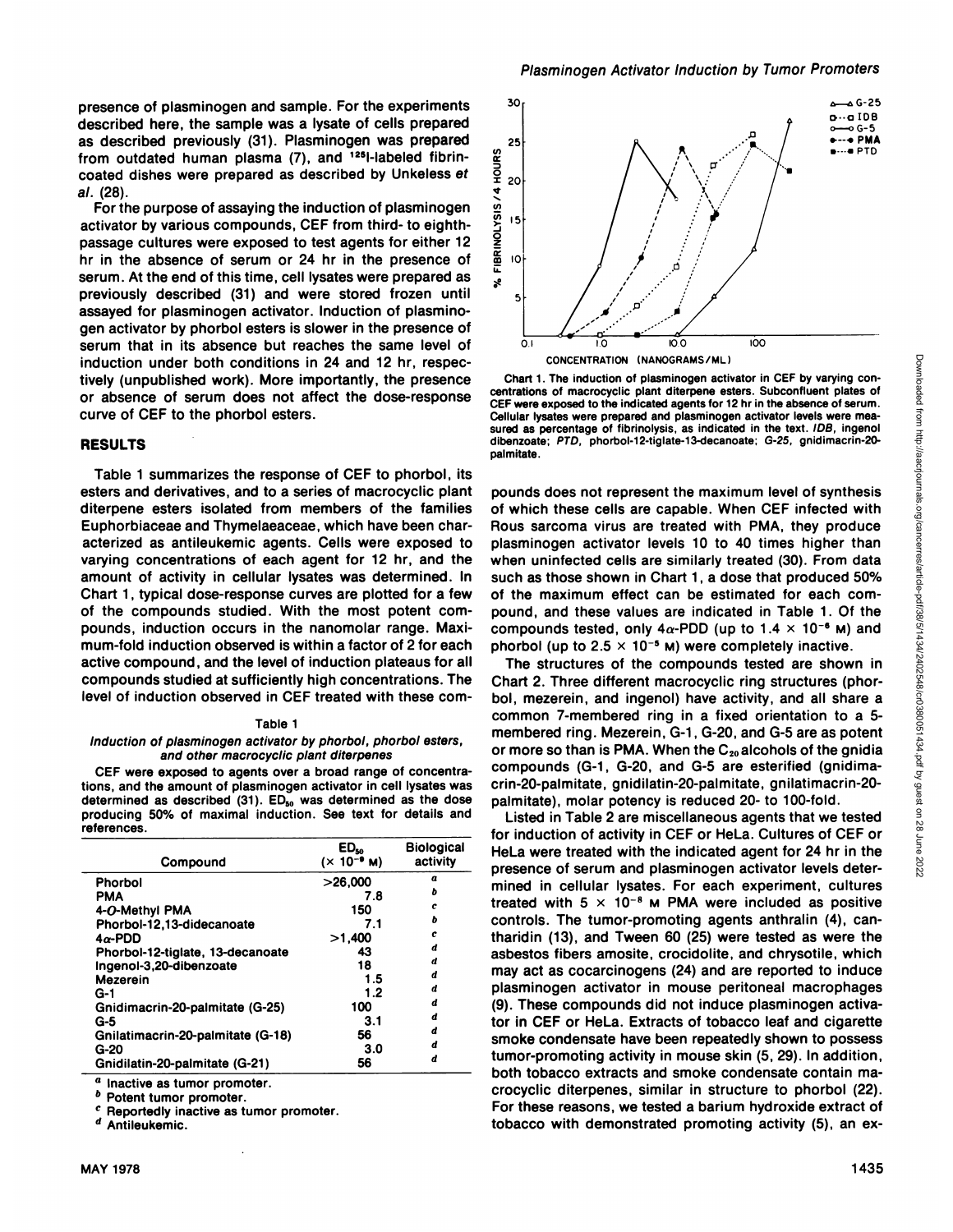presence of plasminogen and sample. For the experiments described here, the sample was a lysate of cells prepared as described previously (31). Plasminogen was prepared from outdated human plasma (7), and $^{125}$I-labeled fibrin-coated dishes were prepared as described by Unkeless *et al.* (28).

For the purpose of assaying the induction of plasminogen activator by various compounds, CEF from third- to eighth-passage cultures were exposed to test agents for either 12 hr in the absence of serum or 24 hr in the presence of serum. At the end of this time, cell lysates were prepared as previously described (31) and were stored frozen until assayed for plasminogen activator. Induction of plasminogen activator by phorbol esters is slower in the presence of serum that in its absence but reaches the same level of induction under both conditions in 24 and 12 hr, respectively (unpublished work). More importantly, the presence or absence of serum does not affect the dose-response curve of CEF to the phorbol esters.

## RESULTS

Table 1 summarizes the response of CEF to phorbol, its esters and derivatives, and to a series of macrocyclic plant diterpene esters isolated from members of the families Euphorbiaceae and Thymelaeaceae, which have been characterized as antileukemic agents. Cells were exposed to varying concentrations of each agent for 12 hr, and the amount of activity in cellular lysates was determined. In Chart 1, typical dose-response curves are plotted for a few of the compounds studied. With the most potent compounds, induction occurs in the nanomolar range. Maximum-fold induction observed is within a factor of 2 for each active compound, and the level of induction plateaus for all compounds studied at sufficiently high concentrations. The level of induction observed in CEF treated with these compounds does not represent the maximum level of synthesis of which these cells are capable. When CEF infected with Rous sarcoma virus are treated with PMA, they produce plasminogen activator levels 10 to 40 times higher than when uninfected cells are similarly treated (30). From data such as those shown in Chart 1, a dose that produced 50% of the maximum effect can be estimated for each compound, and these values are indicated in Table 1. Of the compounds tested, only 4α-PDD (up to $1.4 \times 10^{-6}$ M) and phorbol (up to $2.5 \times 10^{-5}$ M) were completely inactive.

Table 1

*Induction of plasminogen activator by phorbol, phorbol esters, and other macrocyclic plant diterpenes*

CEF were exposed to agents over a broad range of concentrations, and the amount of plasminogen activator in cell lysates was determined as described (31). $ED_{50}$ was determined as the dose producing 50% of maximal induction. See text for details and references.

| Compound | $ED_{50}$ ($\times 10^{-9}$ M) | Biological activity |
|---|---|---|
| Phorbol | >26,000 | a |
| PMA | 7.8 | b |
| 4-*O*-Methyl PMA | 150 | c |
| Phorbol-12,13-didecanoate | 7.1 | b |
| 4α-PDD | >1,400 | c |
| Phorbol-12-tiglate, 13-decanoate | 43 | d |
| Ingenol-3,20-dibenzoate | 18 | d |
| Mezerein | 1.5 | d |
| G-1 | 1.2 | d |
| Gnidimacrin-20-palmitate (G-25) | 100 | d |
| G-5 | 3.1 | d |
| Gnilatimacrin-20-palmitate (G-18) | 56 | d |
| G-20 | 3.0 | d |
| Gnidilatin-20-palmitate (G-21) | 56 | d |

[a] Inactive as tumor promoter.
[b] Potent tumor promoter.
[c] Reportedly inactive as tumor promoter.
[d] Antileukemic.

Chart 1. The induction of plasminogen activator in CEF by varying concentrations of macrocyclic plant diterpene esters. Subconfluent plates of CEF were exposed to the indicated agents for 12 hr in the absence of serum. Cellular lysates were prepared and plasminogen activator levels were measured as percentage of fibrinolysis, as indicated in the text. *IDB*, ingenol dibenzoate; *PTD*, phorbol-12-tiglate-13-decanoate; *G-25*, gnidimacrin-20-palmitate.

The structures of the compounds tested are shown in Chart 2. Three different macrocyclic ring structures (phorbol, mezerein, and ingenol) have activity, and all share a common 7-membered ring in a fixed orientation to a 5-membered ring. Mezerein, G-1, G-20, and G-5 are as potent or more so than is PMA. When the $C_{20}$ alcohols of the gnidia compounds (G-1, G-20, and G-5 are esterified (gnidimacrin-20-palmitate, gnidilatin-20-palmitate, gnilatimacrin-20-palmitate), molar potency is reduced 20- to 100-fold.

Listed in Table 2 are miscellaneous agents that we tested for induction of activity in CEF or HeLa. Cultures of CEF or HeLa were treated with the indicated agent for 24 hr in the presence of serum and plasminogen activator levels determined in cellular lysates. For each experiment, cultures treated with $5 \times 10^{-8}$ M PMA were included as positive controls. The tumor-promoting agents anthralin (4), cantharidin (13), and Tween 60 (25) were tested as were the asbestos fibers amosite, crocidolite, and chrysotile, which may act as cocarcinogens (24) and are reported to induce plasminogen activator in mouse peritoneal macrophages (9). These compounds did not induce plasminogen activator in CEF or HeLa. Extracts of tobacco leaf and cigarette smoke condensate have been repeatedly shown to possess tumor-promoting activity in mouse skin (5, 29). In addition, both tobacco extracts and smoke condensate contain macrocyclic diterpenes, similar in structure to phorbol (22). For these reasons, we tested a barium hydroxide extract of tobacco with demonstrated promoting activity (5), an ex-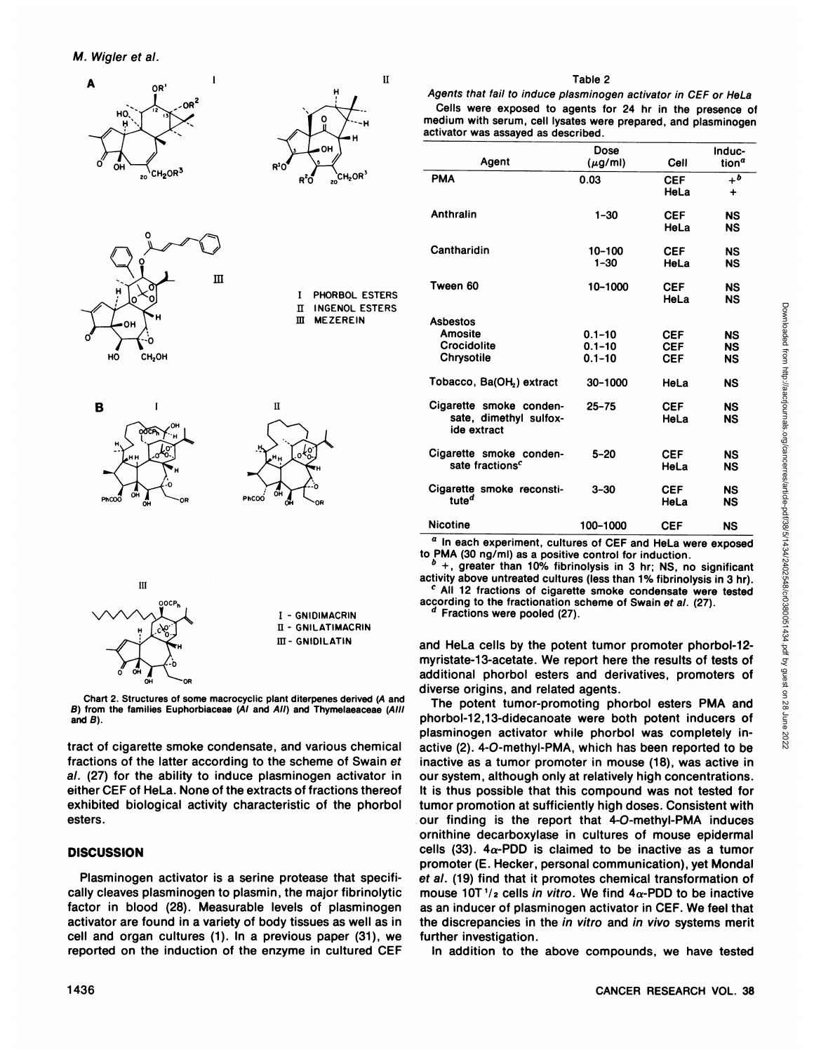Chart 2. Structures of some macrocyclic plant diterpenes derived (*A* and *B*) from the families Euphorbiaceae (*AI* and *AII*) and Thymelaeaceae (*AIII* and *B*).

Table 2

*Agents that fail to induce plasminogen activator in CEF or HeLa*

Cells were exposed to agents for 24 hr in the presence of medium with serum, cell lysates were prepared, and plasminogen activator was assayed as described.

| Agent | Dose ($\mu$g/ml) | Cell | Induction[a] |
|---|---|---|---|
| PMA | 0.03 | CEF | +[b] |
| | | HeLa | + |
| Anthralin | 1–30 | CEF | NS |
| | | HeLa | NS |
| Cantharidin | 10–100 | CEF | NS |
| | 1–30 | HeLa | NS |
| Tween 60 | 10–1000 | CEF | NS |
| | | HeLa | NS |
| Asbestos | | | |
| Amosite | 0.1–10 | CEF | NS |
| Crocidolite | 0.1–10 | CEF | NS |
| Chrysotile | 0.1–10 | CEF | NS |
| Tobacco, $Ba(OH)_2$ extract | 30–1000 | HeLa | NS |
| Cigarette smoke condensate, dimethyl sulfoxide extract | 25–75 | CEF | NS |
| | | HeLa | NS |
| Cigarette smoke condensate fractions[c] | 5–20 | CEF | NS |
| | | HeLa | NS |
| Cigarette smoke reconstitute[d] | 3–30 | CEF | NS |
| | | HeLa | NS |
| Nicotine | 100–1000 | CEF | NS |

[a] In each experiment, cultures of CEF and HeLa were exposed to PMA (30 ng/ml) as a positive control for induction.

[b] +, greater than 10% fibrinolysis in 3 hr; NS, no significant activity above untreated cultures (less than 1% fibrinolysis in 3 hr).

[c] All 12 fractions of cigarette smoke condensate were tested according to the fractionation scheme of Swain *et al.* (27).

[d] Fractions were pooled (27).

tract of cigarette smoke condensate, and various chemical fractions of the latter according to the scheme of Swain *et al.* (27) for the ability to induce plasminogen activator in either CEF of HeLa. None of the extracts of fractions thereof exhibited biological activity characteristic of the phorbol esters.

## DISCUSSION

Plasminogen activator is a serine protease that specifically cleaves plasminogen to plasmin, the major fibrinolytic factor in blood (28). Measurable levels of plasminogen activator are found in a variety of body tissues as well as in cell and organ cultures (1). In a previous paper (31), we reported on the induction of the enzyme in cultured CEF and HeLa cells by the potent tumor promoter phorbol-12-myristate-13-acetate. We report here the results of tests of additional phorbol esters and derivatives, promoters of diverse origins, and related agents.

The potent tumor-promoting phorbol esters PMA and phorbol-12,13-didecanoate were both potent inducers of plasminogen activator while phorbol was completely inactive (2). 4-*O*-methyl-PMA, which has been reported to be inactive as a tumor promoter in mouse (18), was active in our system, although only at relatively high concentrations. It is thus possible that this compound was not tested for tumor promotion at sufficiently high doses. Consistent with our finding is the report that 4-*O*-methyl-PMA induces ornithine decarboxylase in cultures of mouse epidermal cells (33). 4$\alpha$-PDD is claimed to be inactive as a tumor promoter (E. Hecker, personal communication), yet Mondal *et al.* (19) find that it promotes chemical transformation of mouse 10T$^1/_2$ cells *in vitro*. We find 4$\alpha$-PDD to be inactive as an inducer of plasminogen activator in CEF. We feel that the discrepancies in the *in vitro* and *in vivo* systems merit further investigation.

In addition to the above compounds, we have tested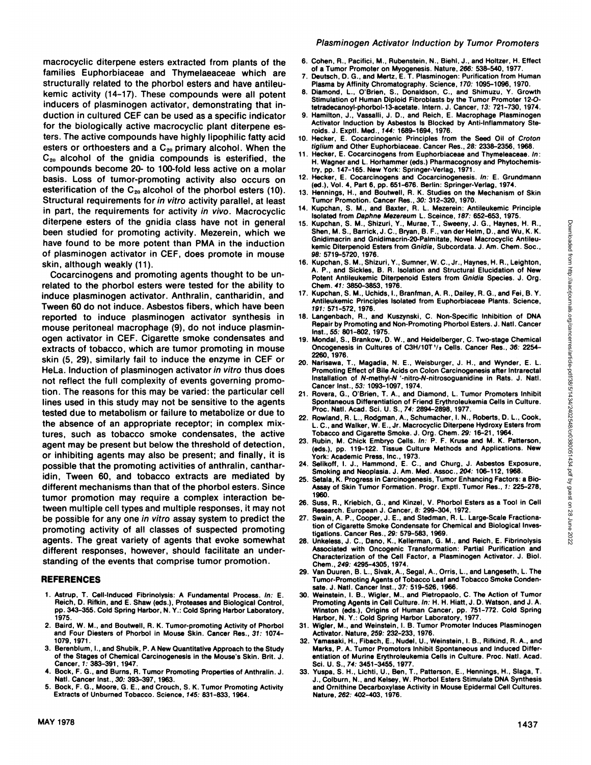macrocyclic diterpene esters extracted from plants of the families Euphorbiaceae and Thymelaeaceae which are structurally related to the phorbol esters and have antileukemic activity (14–17). These compounds were all potent inducers of plasminogen activator, demonstrating that induction in cultured CEF can be used as a specific indicator for the biologically active macrocyclic plant diterpene esters. The active compounds have highly lipophilic fatty acid esters or orthoesters and a $C_{20}$ primary alcohol. When the $C_{20}$ alcohol of the gnidia compounds is esterified, the compounds become 20- to 100-fold less active on a molar basis. Loss of tumor-promoting activity also occurs on esterification of the $C_{20}$ alcohol of the phorbol esters (10). Structural requirements for *in vitro* activity parallel, at least in part, the requirements for activity *in vivo*. Macrocyclic diterpene esters of the gnidia class have not in general been studied for promoting activity. Mezerein, which we have found to be more potent than PMA in the induction of plasminogen activator in CEF, does promote in mouse skin, although weakly (11).

Cocarcinogens and promoting agents thought to be unrelated to the phorbol esters were tested for the ability to induce plasminogen activator. Anthralin, cantharidin, and Tween 60 do not induce. Asbestos fibers, which have been reported to induce plasminogen activator synthesis in mouse peritoneal macrophage (9), do not induce plasminogen activator in CEF. Cigarette smoke condensates and extracts of tobacco, which are tumor promoting in mouse skin (5, 29), similarly fail to induce the enzyme in CEF or HeLa. Induction of plasminogen activator *in vitro* thus does not reflect the full complexity of events governing promotion. The reasons for this may be varied: the particular cell lines used in this study may not be sensitive to the agents tested due to metabolism or failure to metabolize or due to the absence of an appropriate receptor; in complex mixtures, such as tobacco smoke condensates, the active agent may be present but below the threshold of detection, or inhibiting agents may also be present; and finally, it is possible that the promoting activities of anthralin, cantharidin, Tween 60, and tobacco extracts are mediated by different mechanisms than that of the phorbol esters. Since tumor promotion may require a complex interaction between multiple cell types and multiple responses, it may not be possible for any one *in vitro* assay system to predict the promoting activity of all classes of suspected promoting agents. The great variety of agents that evoke somewhat different responses, however, should facilitate an understanding of the events that comprise tumor promotion.

## REFERENCES

1. Astrup, T. Cell-Induced Fibrinolysis: A Fundamental Process. *In:* E. Reich, D. Rifkin, and E. Shaw (eds.), Proteases and Biological Control, pp. 343–355. Cold Spring Harbor, N. Y.: Cold Spring Harbor Laboratory, 1975.
2. Baird, W. M., and Boutwell, R. K. Tumor-promoting Activity of Phorbol and Four Diesters of Phorbol in Mouse Skin. Cancer Res., *31:* 1074–1079, 1971.
3. Berenblum, I., and Shubik, P. A New Quantitative Approach to the Study of the Stages of Chemical Carcinogenesis in the Mouse's Skin. Brit. J. Cancer, *1:* 383–391, 1947.
4. Bock, F. G., and Burns, R. Tumor Promoting Properties of Anthralin. J. Natl. Cancer Inst., *30:* 393–397, 1963.
5. Bock, F. G., Moore, G. E., and Crouch, S. K. Tumor Promoting Activity Extracts of Unburned Tobacco. Science, *145:* 831–833, 1964.
6. Cohen, R., Pacifici, M., Rubenstein, N., Biehl, J., and Holtzer, H. Effect of a Tumor Promoter on Myogenesis. Nature, *266:* 538–540, 1977.
7. Deutsch, D. G., and Mertz, E. T. Plasminogen: Purification from Human Plasma by Affinity Chromatography. Science, *170:* 1095–1096, 1970.
8. Diamond, L., O'Brien, S., Donaldson, C., and Shimuzu, Y. Growth Stimulation of Human Diploid Fibroblasts by the Tumor Promoter 12-O-tetradecanoyl-phorbol-13-acetate. Intern. J. Cancer, *13:* 721–730, 1974.
9. Hamilton, J., Vassalli, J. D., and Reich, E. Macrophage Plasminogen Activator Induction by Asbestos Is Blocked by Anti-inflammatory Steroids. J. Exptl. Med., *144:* 1689–1694, 1976.
10. Hecker, E. Cocarcinogenic Principles from the Seed Oil of *Croton tiglium* and Other Euphorbiaceae. Cancer Res., *28:* 2338–2356, 1968.
11. Hecker, E. Cocarcinogens from Euphorbiaceae and Thymeleaceae. *In:* H. Wagner and L. Horhammer (eds.) Pharmacognosy and Phytochemistry, pp. 147–165. New York: Springer-Verlag, 1971.
12. Hecker, E. Cocarcinogens and Cocarcinogenesis. *In:* E. Grundmann (ed.), Vol. 4, Part 6, pp. 651–676. Berlin: Springer-Verlag, 1974.
13. Hennings, H., and Boutwell, R. K. Studies on the Mechanism of Skin Tumor Promotion. Cancer Res., *30:* 312–320, 1970.
14. Kupchan, S. M., and Baxter, R. L. Mezerein: Antileukemic Principle Isolated from *Daphne Mezereum* L. Sceince, *187:* 652–653, 1975.
15. Kupchan, S. M., Shizuri, Y., Murae, T., Sweeny, J. G., Haynes, H. R., Shen, M. S., Barrick, J. C., Bryan, B. F., van der Helm, D., and Wu, K. K. Gnidimacrin and Gnidimacrin-20-Palmitate, Novel Macrocyclic Antileukemic Diterpenoid Esters from *Gnidia*, Subcordata. J. Am. Chem. Soc., *98:* 5719–5720, 1976.
16. Kupchan, S. M., Shizuri, Y., Sumner, W. C., Jr., Haynes, H. R., Leighton, A. P., and Sickles, B. R. Isolation and Structural Elucidation of New Potent Antileukemic Diterpenoid Esters from *Gnidia* Species. J. Org. Chem. *41:* 3850–3853, 1976.
17. Kupchan, S. M., Uchids, I., Branfman, A. R., Dailey, R. G., and Fei, B. Y. Antileukemic Principles Isolated from Euphorbiaceae Plants. Science, *191:* 571–572, 1976.
18. Langenbach, R., and Kuszynski, C. Non-Specific Inhibition of DNA Repair by Promoting and Non-Promoting Phorbol Esters. J. Natl. Cancer Inst., *55:* 801–802, 1975.
19. Mondal, S., Brankow, D. W., and Heidelberger, C. Two-stage Chemical Oncogenesis in Cultures of C3H/10T1/2 Cells. Cancer Res., *36:* 2254–2260, 1976.
20. Narisawa, T., Magadia, N. E., Weisburger, J. H., and Wynder, E. L. Promoting Effect of Bile Acids on Colon Carcinogenesis after Intrarectal Installation of *N*-methyl-*N*′-nitro-*N*-nitrosoguanidine in Rats. J. Natl. Cancer Inst., *53:* 1093–1097, 1974.
21. Rovera, G., O'Brien, T. A., and Diamond, L. Tumor Promoters Inhibit Spontaneous Differentiation of Friend Erythroleukemia Cells in Culture. Proc. Natl. Acad. Sci. U. S., *74:* 2894–2898, 1977.
22. Rowland, R. L., Rodgman, A., Schumacher, I. N., Roberts, D. L., Cook, L. C., and Walker, W. E., Jr. Macrocyclic Diterpene Hydroxy Esters from Tobacco and Cigarette Smoke. J. Org. Chem. *29:* 16–21, 1964.
23. Rubin, M. Chick Embryo Cells. *In:* P. F. Kruse and M. K. Patterson, (eds.), pp. 119–122. Tissue Culture Methods and Applications. New York: Academic Press, Inc., 1973.
24. Selikoff, I. J., Hammond, E. C., and Churg, J. Asbestos Exposure, Smoking and Neoplasia. J. Am. Med. Assoc., *204:* 106–112, 1968.
25. Setala, K. Progress in Carcinogenesis, Tumor Enhancing Factors: a Bio-Assay of Skin Tumor Formation. Progr. Exptl. Tumor Res., *1:* 225–278, 1960.
26. Suss, R., Kriebich, G., and Kinzel, V. Phorbol Esters as a Tool in Cell Research. European J. Cancer, *8:* 299–304, 1972.
27. Swain, A. P., Cooper, J. E., and Stedman, R. L. Large-Scale Fractionation of Cigarette Smoke Condensate for Chemical and Biological Investigations. Cancer Res., *29:* 579–583, 1969.
28. Unkeless, J. C., Dano, K., Kellerman, G. M., and Reich, E. Fibrinolysis Associated with Oncogenic Transformation: Partial Purification and Characterization of the Cell Factor, a Plasminogen Activator. J. Biol. Chem., *249:* 4295–4305, 1974.
29. Van Duuren, B. L., Sivak, A., Segal, A., Orris, L., and Langeseth, L. The Tumor-Promoting Agents of Tobacco Leaf and Tobacco Smoke Condensate. J. Natl. Cancer Inst., *37:* 519–526, 1966.
30. Weinstein, I. B., Wigler, M., and Pietropaolo, C. The Action of Tumor Promoting Agents in Cell Culture. *In:* H. H. Hiatt, J. D. Watson, and J. A. Winston (eds.), Origins of Human Cancer, pp. 751–772. Cold Spring Harbor, N. Y.: Cold Spring Harbor Laboratory, 1977.
31. Wigler, M., and Weinstein, I. B. Tumor Promoter Induces Plasminogen Activator. Nature, *259:* 232–233, 1976.
32. Yamasaki, H., Fibach, E., Nudel, U., Weinstein, I. B., Rifkind, R. A., and Marks, P. A. Tumor Promotors Inhibit Spontaneous and Induced Differentiation of Murine Erythroleukemia Cells in Culture. Proc. Natl. Acad. Sci. U. S., *74:* 3451–3455, 1977.
33. Yuspa, S. H., Lichti, U., Ben, T., Patterson, E., Hennings, H., Slaga, T. J., Colburn, N., and Kelsey, W. Phorbol Esters Stimulate DNA Synthesis and Ornithine Decarboxylase Activity in Mouse Epidermal Cell Cultures. Nature, *262:* 402–403, 1976.